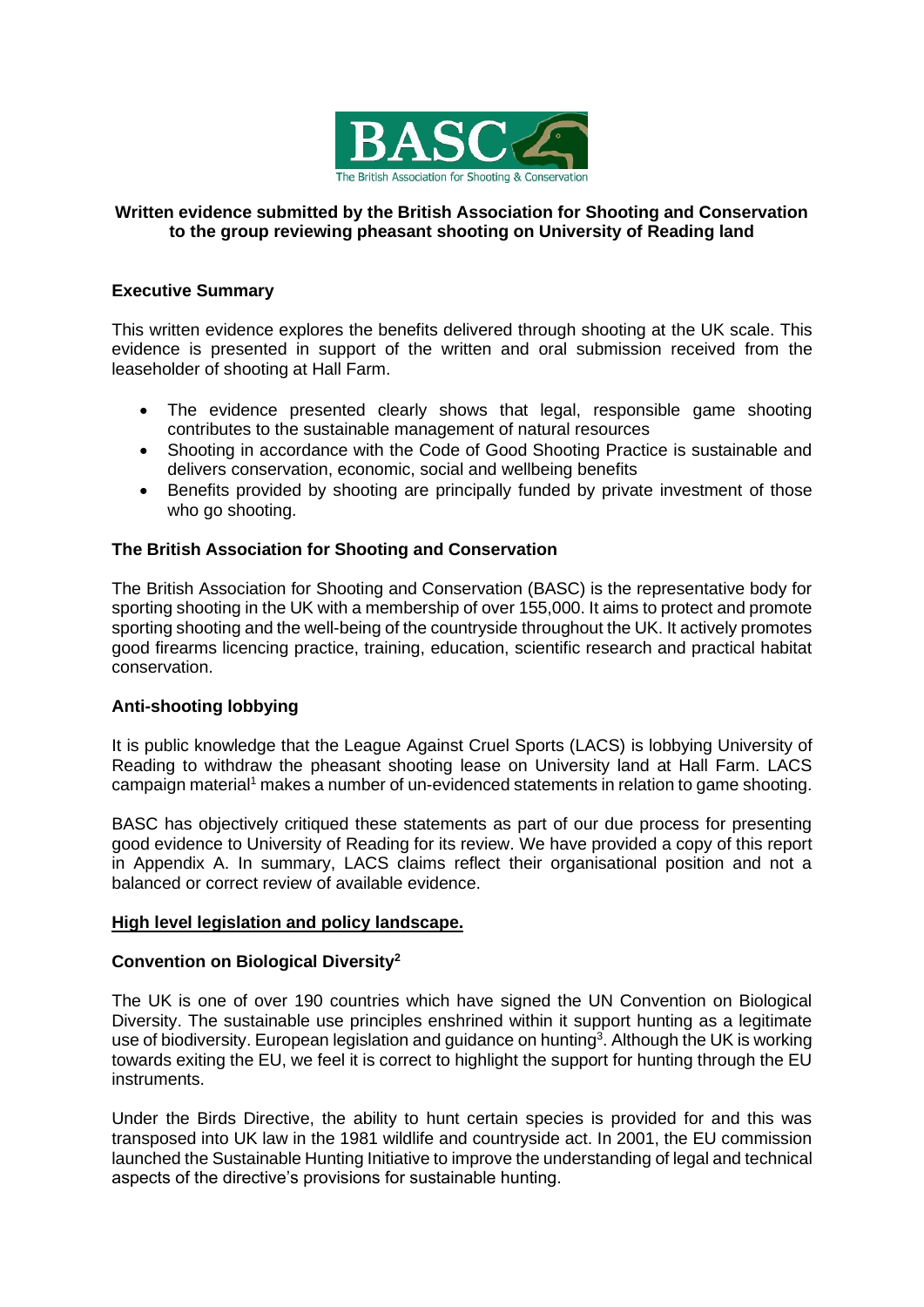BASC

The British Association for Shooting & Conservation

**Written evidence submitted by the British Association for Shooting and Conservation to the group reviewing pheasant shooting on University of Reading land**

## Executive Summary

This written evidence explores the benefits delivered through shooting at the UK scale. This evidence is presented in support of the written and oral submission received from the leaseholder of shooting at Hall Farm.

- The evidence presented clearly shows that legal, responsible game shooting contributes to the sustainable management of natural resources
- Shooting in accordance with the Code of Good Shooting Practice is sustainable and delivers conservation, economic, social and wellbeing benefits
- Benefits provided by shooting are principally funded by private investment of those who go shooting.

## The British Association for Shooting and Conservation

The British Association for Shooting and Conservation (BASC) is the representative body for sporting shooting in the UK with a membership of over 155,000. It aims to protect and promote sporting shooting and the well-being of the countryside throughout the UK. It actively promotes good firearms licencing practice, training, education, scientific research and practical habitat conservation.

## Anti-shooting lobbying

It is public knowledge that the League Against Cruel Sports (LACS) is lobbying University of Reading to withdraw the pheasant shooting lease on University land at Hall Farm. LACS campaign material[1] makes a number of un-evidenced statements in relation to game shooting.

BASC has objectively critiqued these statements as part of our due process for presenting good evidence to University of Reading for its review. We have provided a copy of this report in Appendix A. In summary, LACS claims reflect their organisational position and not a balanced or correct review of available evidence.

## High level legislation and policy landscape.

### Convention on Biological Diversity[2]

The UK is one of over 190 countries which have signed the UN Convention on Biological Diversity. The sustainable use principles enshrined within it support hunting as a legitimate use of biodiversity. European legislation and guidance on hunting[3]. Although the UK is working towards exiting the EU, we feel it is correct to highlight the support for hunting through the EU instruments.

Under the Birds Directive, the ability to hunt certain species is provided for and this was transposed into UK law in the 1981 wildlife and countryside act. In 2001, the EU commission launched the Sustainable Hunting Initiative to improve the understanding of legal and technical aspects of the directive's provisions for sustainable hunting.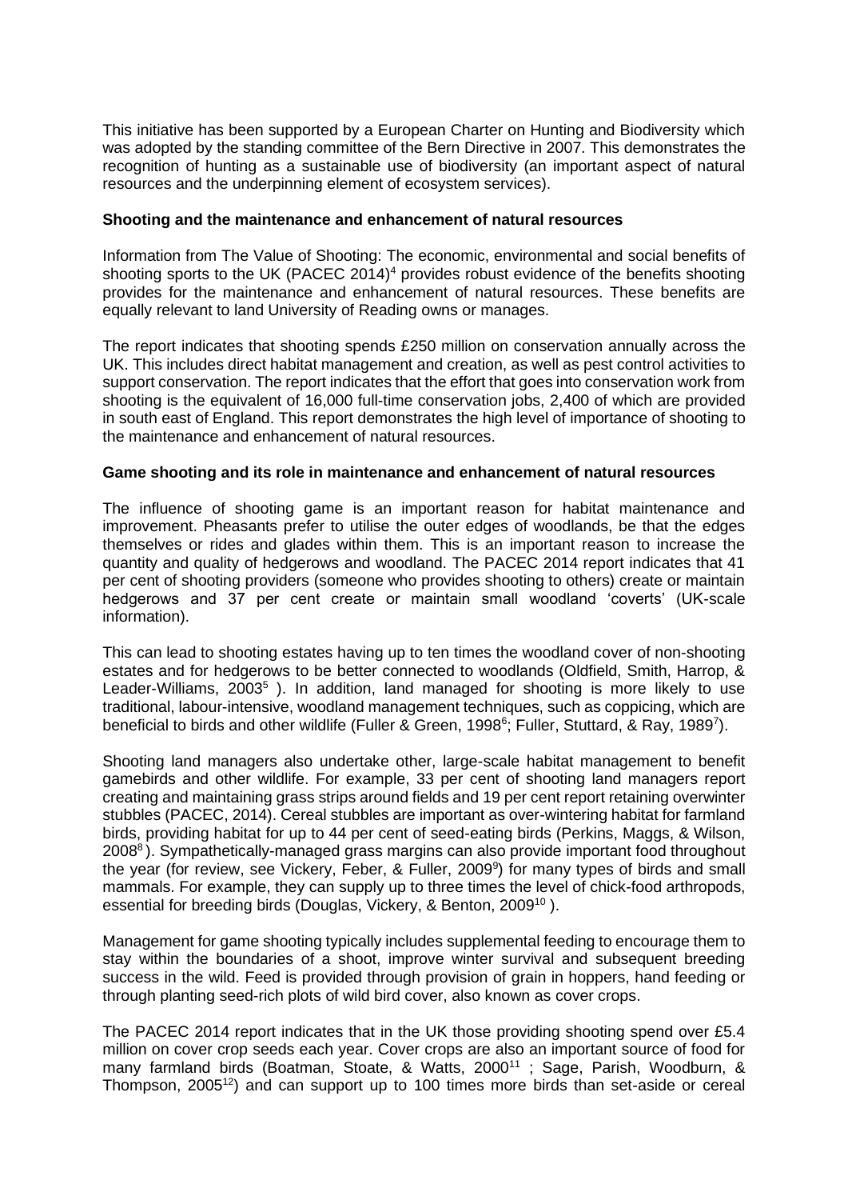This initiative has been supported by a European Charter on Hunting and Biodiversity which was adopted by the standing committee of the Bern Directive in 2007. This demonstrates the recognition of hunting as a sustainable use of biodiversity (an important aspect of natural resources and the underpinning element of ecosystem services).

**Shooting and the maintenance and enhancement of natural resources**

Information from The Value of Shooting: The economic, environmental and social benefits of shooting sports to the UK (PACEC 2014)[4] provides robust evidence of the benefits shooting provides for the maintenance and enhancement of natural resources. These benefits are equally relevant to land University of Reading owns or manages.

The report indicates that shooting spends £250 million on conservation annually across the UK. This includes direct habitat management and creation, as well as pest control activities to support conservation. The report indicates that the effort that goes into conservation work from shooting is the equivalent of 16,000 full-time conservation jobs, 2,400 of which are provided in south east of England. This report demonstrates the high level of importance of shooting to the maintenance and enhancement of natural resources.

**Game shooting and its role in maintenance and enhancement of natural resources**

The influence of shooting game is an important reason for habitat maintenance and improvement. Pheasants prefer to utilise the outer edges of woodlands, be that the edges themselves or rides and glades within them. This is an important reason to increase the quantity and quality of hedgerows and woodland. The PACEC 2014 report indicates that 41 per cent of shooting providers (someone who provides shooting to others) create or maintain hedgerows and 37 per cent create or maintain small woodland 'coverts' (UK-scale information).

This can lead to shooting estates having up to ten times the woodland cover of non-shooting estates and for hedgerows to be better connected to woodlands (Oldfield, Smith, Harrop, & Leader-Williams, 2003[5] ). In addition, land managed for shooting is more likely to use traditional, labour-intensive, woodland management techniques, such as coppicing, which are beneficial to birds and other wildlife (Fuller & Green, 1998[6]; Fuller, Stuttard, & Ray, 1989[7]).

Shooting land managers also undertake other, large-scale habitat management to benefit gamebirds and other wildlife. For example, 33 per cent of shooting land managers report creating and maintaining grass strips around fields and 19 per cent report retaining overwinter stubbles (PACEC, 2014). Cereal stubbles are important as over-wintering habitat for farmland birds, providing habitat for up to 44 per cent of seed-eating birds (Perkins, Maggs, & Wilson, 2008[8] ). Sympathetically-managed grass margins can also provide important food throughout the year (for review, see Vickery, Feber, & Fuller, 2009[9]) for many types of birds and small mammals. For example, they can supply up to three times the level of chick-food arthropods, essential for breeding birds (Douglas, Vickery, & Benton, 2009[10] ).

Management for game shooting typically includes supplemental feeding to encourage them to stay within the boundaries of a shoot, improve winter survival and subsequent breeding success in the wild. Feed is provided through provision of grain in hoppers, hand feeding or through planting seed-rich plots of wild bird cover, also known as cover crops.

The PACEC 2014 report indicates that in the UK those providing shooting spend over £5.4 million on cover crop seeds each year. Cover crops are also an important source of food for many farmland birds (Boatman, Stoate, & Watts, 2000[11] ; Sage, Parish, Woodburn, & Thompson, 2005[12]) and can support up to 100 times more birds than set-aside or cereal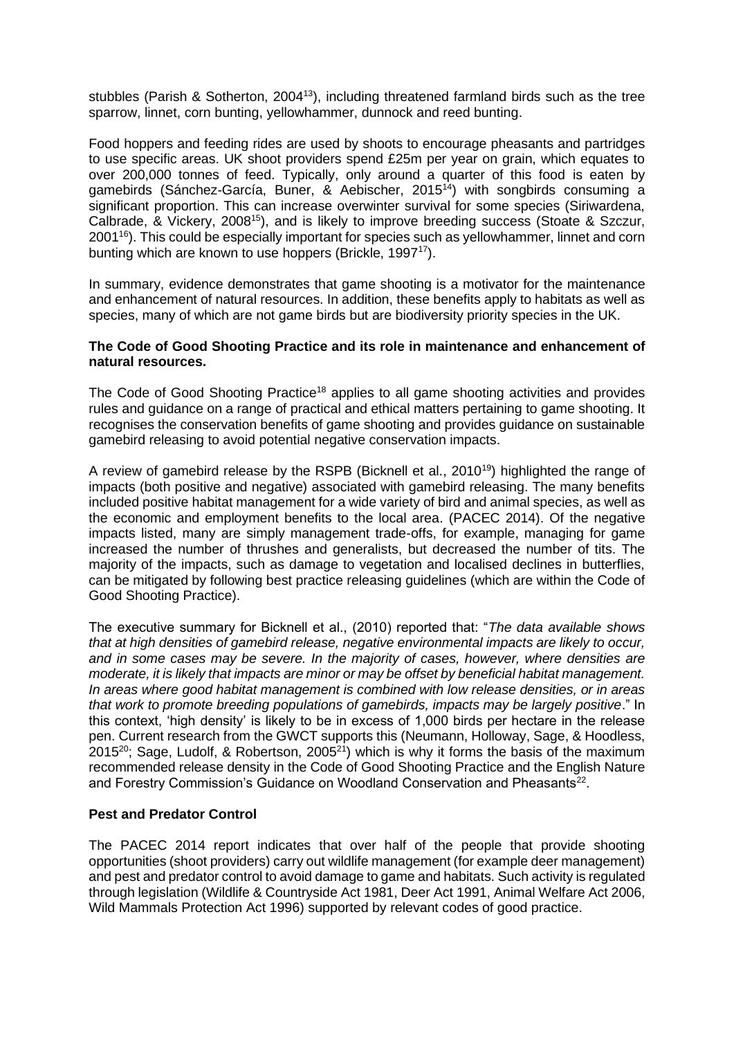stubbles (Parish & Sotherton, 2004[13]), including threatened farmland birds such as the tree sparrow, linnet, corn bunting, yellowhammer, dunnock and reed bunting.

Food hoppers and feeding rides are used by shoots to encourage pheasants and partridges to use specific areas. UK shoot providers spend £25m per year on grain, which equates to over 200,000 tonnes of feed. Typically, only around a quarter of this food is eaten by gamebirds (Sánchez-García, Buner, & Aebischer, 2015[14]) with songbirds consuming a significant proportion. This can increase overwinter survival for some species (Siriwardena, Calbrade, & Vickery, 2008[15]), and is likely to improve breeding success (Stoate & Szczur, 2001[16]). This could be especially important for species such as yellowhammer, linnet and corn bunting which are known to use hoppers (Brickle, 1997[17]).

In summary, evidence demonstrates that game shooting is a motivator for the maintenance and enhancement of natural resources. In addition, these benefits apply to habitats as well as species, many of which are not game birds but are biodiversity priority species in the UK.

**The Code of Good Shooting Practice and its role in maintenance and enhancement of natural resources.**

The Code of Good Shooting Practice[18] applies to all game shooting activities and provides rules and guidance on a range of practical and ethical matters pertaining to game shooting. It recognises the conservation benefits of game shooting and provides guidance on sustainable gamebird releasing to avoid potential negative conservation impacts.

A review of gamebird release by the RSPB (Bicknell et al., 2010[19]) highlighted the range of impacts (both positive and negative) associated with gamebird releasing. The many benefits included positive habitat management for a wide variety of bird and animal species, as well as the economic and employment benefits to the local area. (PACEC 2014). Of the negative impacts listed, many are simply management trade-offs, for example, managing for game increased the number of thrushes and generalists, but decreased the number of tits. The majority of the impacts, such as damage to vegetation and localised declines in butterflies, can be mitigated by following best practice releasing guidelines (which are within the Code of Good Shooting Practice).

The executive summary for Bicknell et al., (2010) reported that: "*The data available shows that at high densities of gamebird release, negative environmental impacts are likely to occur, and in some cases may be severe. In the majority of cases, however, where densities are moderate, it is likely that impacts are minor or may be offset by beneficial habitat management. In areas where good habitat management is combined with low release densities, or in areas that work to promote breeding populations of gamebirds, impacts may be largely positive*." In this context, 'high density' is likely to be in excess of 1,000 birds per hectare in the release pen. Current research from the GWCT supports this (Neumann, Holloway, Sage, & Hoodless, 2015[20]; Sage, Ludolf, & Robertson, 2005[21]) which is why it forms the basis of the maximum recommended release density in the Code of Good Shooting Practice and the English Nature and Forestry Commission's Guidance on Woodland Conservation and Pheasants[22].

**Pest and Predator Control**

The PACEC 2014 report indicates that over half of the people that provide shooting opportunities (shoot providers) carry out wildlife management (for example deer management) and pest and predator control to avoid damage to game and habitats. Such activity is regulated through legislation (Wildlife & Countryside Act 1981, Deer Act 1991, Animal Welfare Act 2006, Wild Mammals Protection Act 1996) supported by relevant codes of good practice.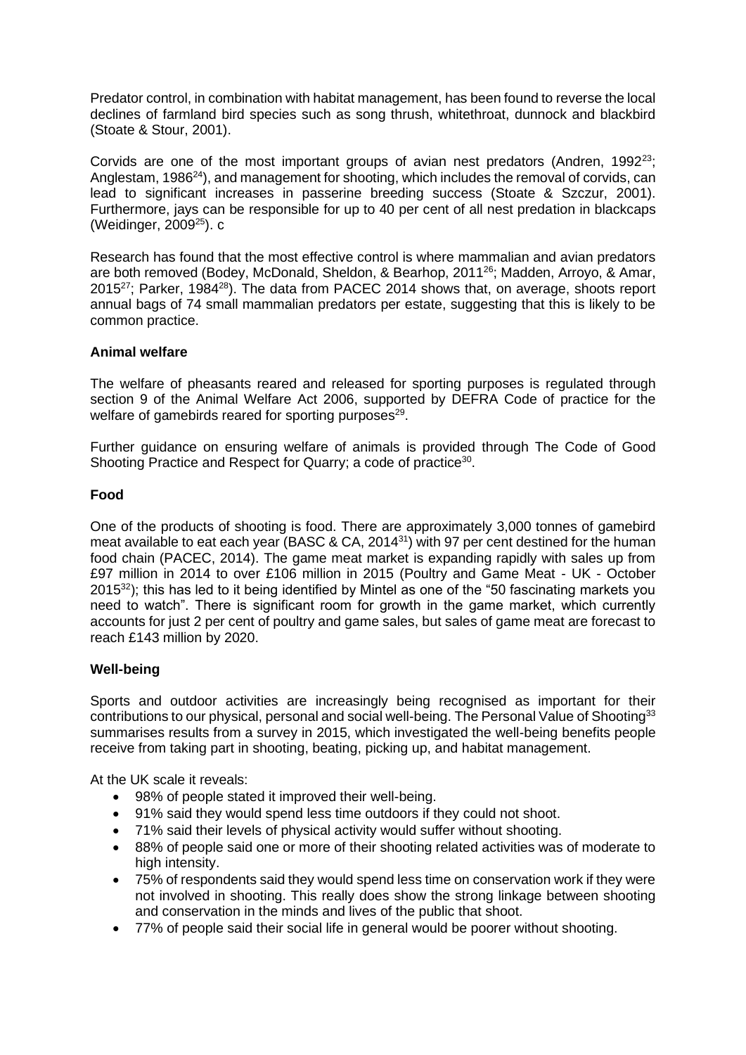Predator control, in combination with habitat management, has been found to reverse the local declines of farmland bird species such as song thrush, whitethroat, dunnock and blackbird (Stoate & Stour, 2001).

Corvids are one of the most important groups of avian nest predators (Andren, 1992[23]; Anglestam, 1986[24]), and management for shooting, which includes the removal of corvids, can lead to significant increases in passerine breeding success (Stoate & Szczur, 2001). Furthermore, jays can be responsible for up to 40 per cent of all nest predation in blackcaps (Weidinger, 2009[25]). c

Research has found that the most effective control is where mammalian and avian predators are both removed (Bodey, McDonald, Sheldon, & Bearhop, 2011[26]; Madden, Arroyo, & Amar, 2015[27]; Parker, 1984[28]). The data from PACEC 2014 shows that, on average, shoots report annual bags of 74 small mammalian predators per estate, suggesting that this is likely to be common practice.

**Animal welfare**

The welfare of pheasants reared and released for sporting purposes is regulated through section 9 of the Animal Welfare Act 2006, supported by DEFRA Code of practice for the welfare of gamebirds reared for sporting purposes[29].

Further guidance on ensuring welfare of animals is provided through The Code of Good Shooting Practice and Respect for Quarry; a code of practice[30].

**Food**

One of the products of shooting is food. There are approximately 3,000 tonnes of gamebird meat available to eat each year (BASC & CA, 2014[31]) with 97 per cent destined for the human food chain (PACEC, 2014). The game meat market is expanding rapidly with sales up from £97 million in 2014 to over £106 million in 2015 (Poultry and Game Meat - UK - October 2015[32]); this has led to it being identified by Mintel as one of the "50 fascinating markets you need to watch". There is significant room for growth in the game market, which currently accounts for just 2 per cent of poultry and game sales, but sales of game meat are forecast to reach £143 million by 2020.

**Well-being**

Sports and outdoor activities are increasingly being recognised as important for their contributions to our physical, personal and social well-being. The Personal Value of Shooting[33] summarises results from a survey in 2015, which investigated the well-being benefits people receive from taking part in shooting, beating, picking up, and habitat management.

At the UK scale it reveals:

- 98% of people stated it improved their well-being.
- 91% said they would spend less time outdoors if they could not shoot.
- 71% said their levels of physical activity would suffer without shooting.
- 88% of people said one or more of their shooting related activities was of moderate to high intensity.
- 75% of respondents said they would spend less time on conservation work if they were not involved in shooting. This really does show the strong linkage between shooting and conservation in the minds and lives of the public that shoot.
- 77% of people said their social life in general would be poorer without shooting.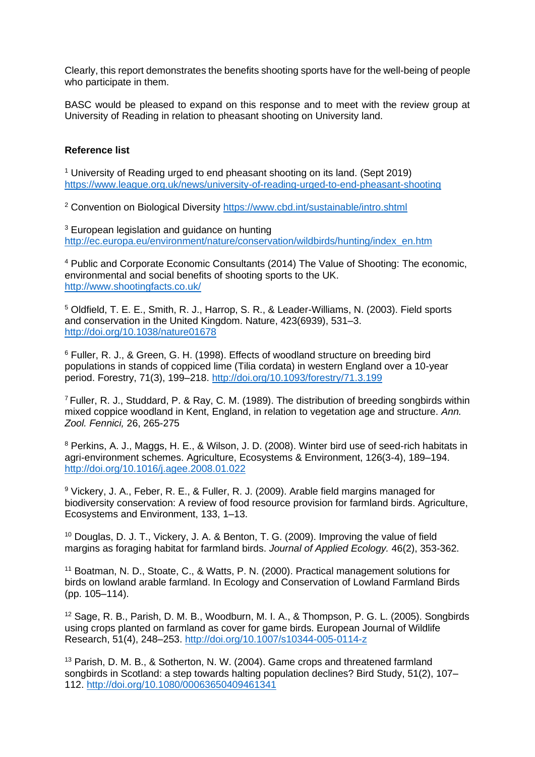Clearly, this report demonstrates the benefits shooting sports have for the well-being of people who participate in them.

BASC would be pleased to expand on this response and to meet with the review group at University of Reading in relation to pheasant shooting on University land.

**Reference list**

[1] University of Reading urged to end pheasant shooting on its land. (Sept 2019) https://www.league.org.uk/news/university-of-reading-urged-to-end-pheasant-shooting

[2] Convention on Biological Diversity https://www.cbd.int/sustainable/intro.shtml

[3] European legislation and guidance on hunting http://ec.europa.eu/environment/nature/conservation/wildbirds/hunting/index_en.htm

[4] Public and Corporate Economic Consultants (2014) The Value of Shooting: The economic, environmental and social benefits of shooting sports to the UK. http://www.shootingfacts.co.uk/

[5] Oldfield, T. E. E., Smith, R. J., Harrop, S. R., & Leader-Williams, N. (2003). Field sports and conservation in the United Kingdom. Nature, 423(6939), 531–3. http://doi.org/10.1038/nature01678

[6] Fuller, R. J., & Green, G. H. (1998). Effects of woodland structure on breeding bird populations in stands of coppiced lime (Tilia cordata) in western England over a 10-year period. Forestry, 71(3), 199–218. http://doi.org/10.1093/forestry/71.3.199

[7] Fuller, R. J., Studdard, P. & Ray, C. M. (1989). The distribution of breeding songbirds within mixed coppice woodland in Kent, England, in relation to vegetation age and structure. *Ann. Zool. Fennici,* 26, 265-275

[8] Perkins, A. J., Maggs, H. E., & Wilson, J. D. (2008). Winter bird use of seed-rich habitats in agri-environment schemes. Agriculture, Ecosystems & Environment, 126(3-4), 189–194. http://doi.org/10.1016/j.agee.2008.01.022

[9] Vickery, J. A., Feber, R. E., & Fuller, R. J. (2009). Arable field margins managed for biodiversity conservation: A review of food resource provision for farmland birds. Agriculture, Ecosystems and Environment, 133, 1–13.

[10] Douglas, D. J. T., Vickery, J. A. & Benton, T. G. (2009). Improving the value of field margins as foraging habitat for farmland birds. *Journal of Applied Ecology.* 46(2), 353-362.

[11] Boatman, N. D., Stoate, C., & Watts, P. N. (2000). Practical management solutions for birds on lowland arable farmland. In Ecology and Conservation of Lowland Farmland Birds (pp. 105–114).

[12] Sage, R. B., Parish, D. M. B., Woodburn, M. I. A., & Thompson, P. G. L. (2005). Songbirds using crops planted on farmland as cover for game birds. European Journal of Wildlife Research, 51(4), 248–253. http://doi.org/10.1007/s10344-005-0114-z

[13] Parish, D. M. B., & Sotherton, N. W. (2004). Game crops and threatened farmland songbirds in Scotland: a step towards halting population declines? Bird Study, 51(2), 107–112. http://doi.org/10.1080/00063650409461341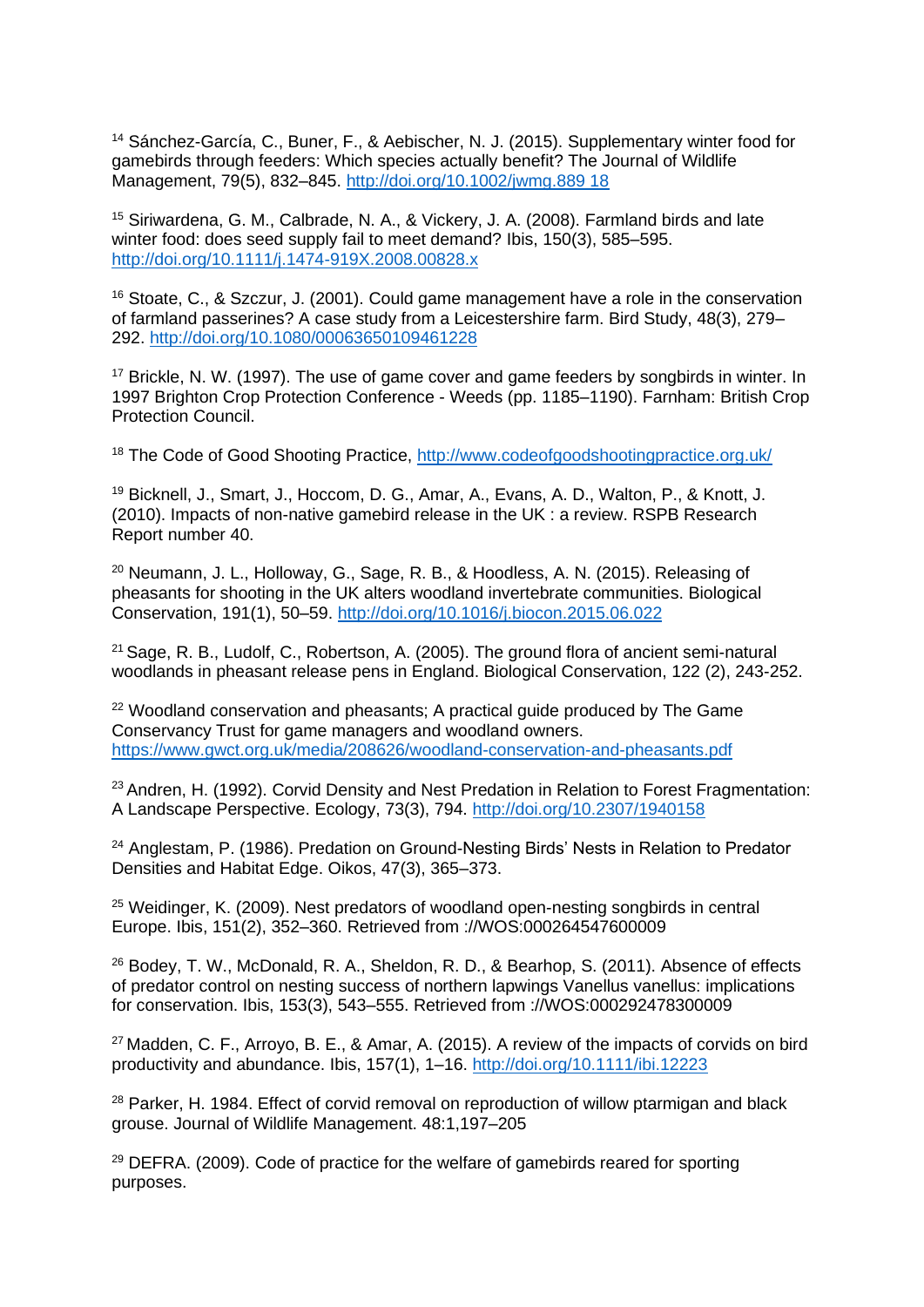[14] Sánchez-García, C., Buner, F., & Aebischer, N. J. (2015). Supplementary winter food for gamebirds through feeders: Which species actually benefit? The Journal of Wildlife Management, 79(5), 832–845. http://doi.org/10.1002/jwmg.889 18

[15] Siriwardena, G. M., Calbrade, N. A., & Vickery, J. A. (2008). Farmland birds and late winter food: does seed supply fail to meet demand? Ibis, 150(3), 585–595. http://doi.org/10.1111/j.1474-919X.2008.00828.x

[16] Stoate, C., & Szczur, J. (2001). Could game management have a role in the conservation of farmland passerines? A case study from a Leicestershire farm. Bird Study, 48(3), 279–292. http://doi.org/10.1080/00063650109461228

[17] Brickle, N. W. (1997). The use of game cover and game feeders by songbirds in winter. In 1997 Brighton Crop Protection Conference - Weeds (pp. 1185–1190). Farnham: British Crop Protection Council.

[18] The Code of Good Shooting Practice, http://www.codeofgoodshootingpractice.org.uk/

[19] Bicknell, J., Smart, J., Hoccom, D. G., Amar, A., Evans, A. D., Walton, P., & Knott, J. (2010). Impacts of non-native gamebird release in the UK : a review. RSPB Research Report number 40.

[20] Neumann, J. L., Holloway, G., Sage, R. B., & Hoodless, A. N. (2015). Releasing of pheasants for shooting in the UK alters woodland invertebrate communities. Biological Conservation, 191(1), 50–59. http://doi.org/10.1016/j.biocon.2015.06.022

[21] Sage, R. B., Ludolf, C., Robertson, A. (2005). The ground flora of ancient semi-natural woodlands in pheasant release pens in England. Biological Conservation, 122 (2), 243-252.

[22] Woodland conservation and pheasants; A practical guide produced by The Game Conservancy Trust for game managers and woodland owners. https://www.gwct.org.uk/media/208626/woodland-conservation-and-pheasants.pdf

[23] Andren, H. (1992). Corvid Density and Nest Predation in Relation to Forest Fragmentation: A Landscape Perspective. Ecology, 73(3), 794. http://doi.org/10.2307/1940158

[24] Anglestam, P. (1986). Predation on Ground-Nesting Birds' Nests in Relation to Predator Densities and Habitat Edge. Oikos, 47(3), 365–373.

[25] Weidinger, K. (2009). Nest predators of woodland open-nesting songbirds in central Europe. Ibis, 151(2), 352–360. Retrieved from ://WOS:000264547600009

[26] Bodey, T. W., McDonald, R. A., Sheldon, R. D., & Bearhop, S. (2011). Absence of effects of predator control on nesting success of northern lapwings Vanellus vanellus: implications for conservation. Ibis, 153(3), 543–555. Retrieved from ://WOS:000292478300009

[27] Madden, C. F., Arroyo, B. E., & Amar, A. (2015). A review of the impacts of corvids on bird productivity and abundance. Ibis, 157(1), 1–16. http://doi.org/10.1111/ibi.12223

[28] Parker, H. 1984. Effect of corvid removal on reproduction of willow ptarmigan and black grouse. Journal of Wildlife Management. 48:1,197–205

[29] DEFRA. (2009). Code of practice for the welfare of gamebirds reared for sporting purposes.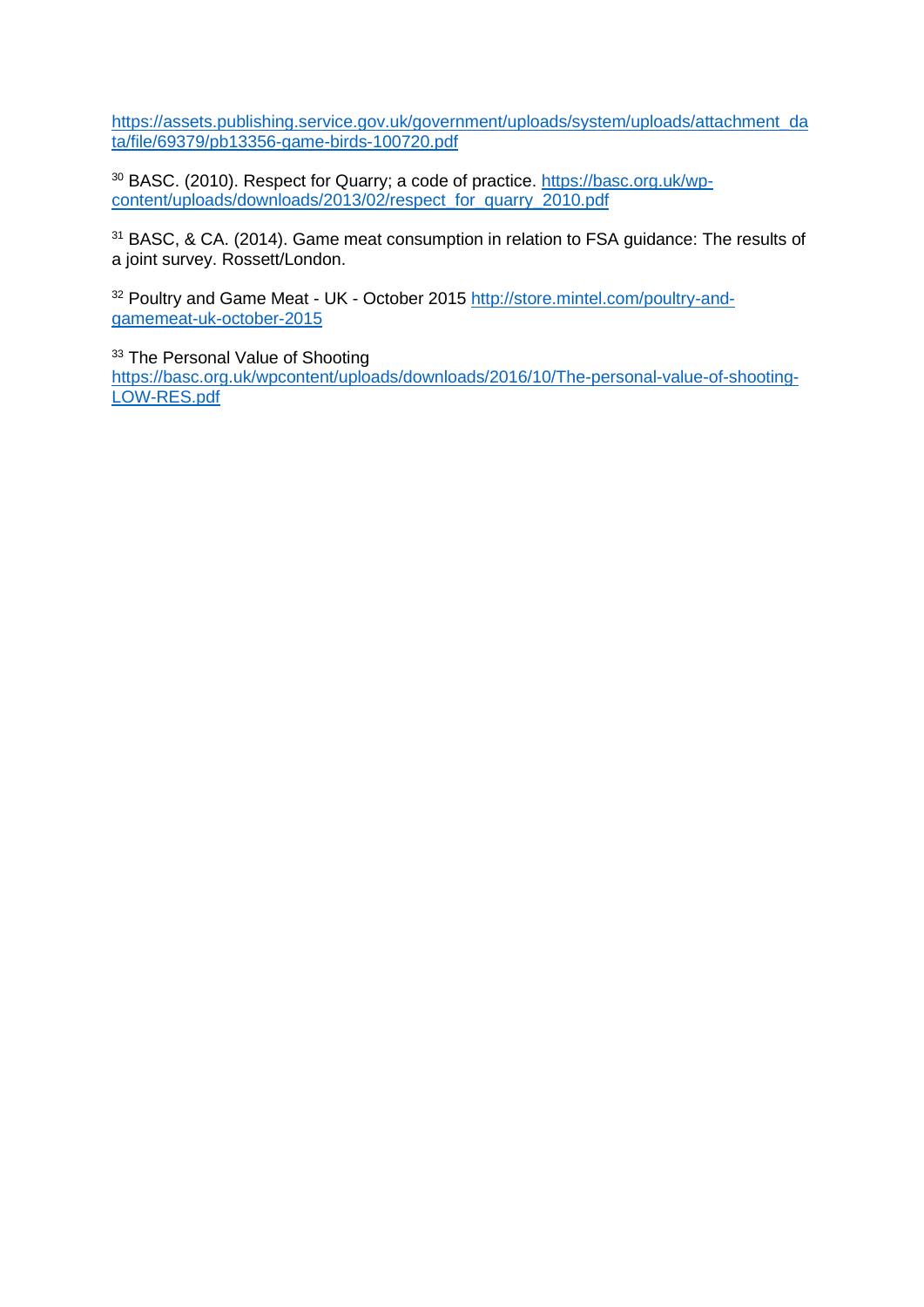https://assets.publishing.service.gov.uk/government/uploads/system/uploads/attachment_data/file/69379/pb13356-game-birds-100720.pdf

[30] BASC. (2010). Respect for Quarry; a code of practice. https://basc.org.uk/wp-content/uploads/downloads/2013/02/respect_for_quarry_2010.pdf

[31] BASC, & CA. (2014). Game meat consumption in relation to FSA guidance: The results of a joint survey. Rossett/London.

[32] Poultry and Game Meat - UK - October 2015 http://store.mintel.com/poultry-and-gamemeat-uk-october-2015

[33] The Personal Value of Shooting https://basc.org.uk/wpcontent/uploads/downloads/2016/10/The-personal-value-of-shooting-LOW-RES.pdf